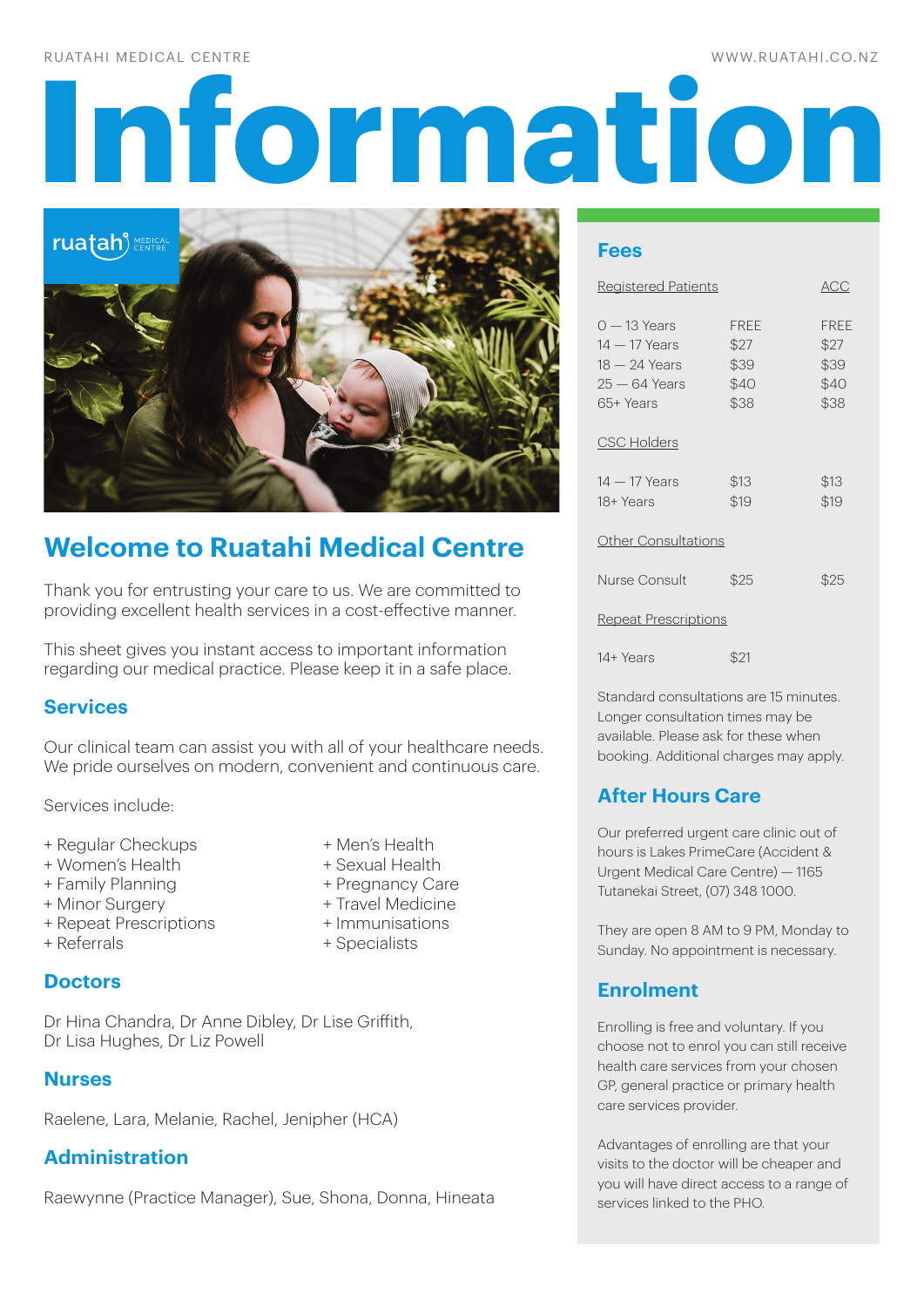RUATAHI MEDICAL CENTRE | WWW.RUATAHI.CO.NZ

# Information

## Welcome to Ruatahi Medical Centre

Thank you for entrusting your care to us. We are committed to providing excellent health services in a cost-effective manner.

This sheet gives you instant access to important information regarding our medical practice. Please keep it in a safe place.

### Services

Our clinical team can assist you with all of your healthcare needs. We pride ourselves on modern, convenient and continuous care.

Services include:

+ Regular Checkups
+ Women's Health
+ Family Planning
+ Minor Surgery
+ Repeat Prescriptions
+ Referrals
+ Men's Health
+ Sexual Health
+ Pregnancy Care
+ Travel Medicine
+ Immunisations
+ Specialists

### Doctors

Dr Hina Chandra, Dr Anne Dibley, Dr Lise Griffith, Dr Lisa Hughes, Dr Liz Powell

### Nurses

Raelene, Lara, Melanie, Rachel, Jenipher (HCA)

### Administration

Raewynne (Practice Manager), Sue, Shona, Donna, Hineata

### Fees

| Registered Patients | | ACC |
|---|---|---|
| 0 — 13 Years | FREE | FREE |
| 14 — 17 Years | $27 | $27 |
| 18 — 24 Years | $39 | $39 |
| 25 — 64 Years | $40 | $40 |
| 65+ Years | $38 | $38 |
| **CSC Holders** | | |
| 14 — 17 Years | $13 | $13 |
| 18+ Years | $19 | $19 |
| **Other Consultations** | | |
| Nurse Consult | $25 | $25 |
| **Repeat Prescriptions** | | |
| 14+ Years | $21 | |

Standard consultations are 15 minutes. Longer consultation times may be available. Please ask for these when booking. Additional charges may apply.

### After Hours Care

Our preferred urgent care clinic out of hours is Lakes PrimeCare (Accident & Urgent Medical Care Centre) — 1165 Tutanekai Street, (07) 348 1000.

They are open 8 AM to 9 PM, Monday to Sunday. No appointment is necessary.

### Enrolment

Enrolling is free and voluntary. If you choose not to enrol you can still receive health care services from your chosen GP, general practice or primary health care services provider.

Advantages of enrolling are that your visits to the doctor will be cheaper and you will have direct access to a range of services linked to the PHO.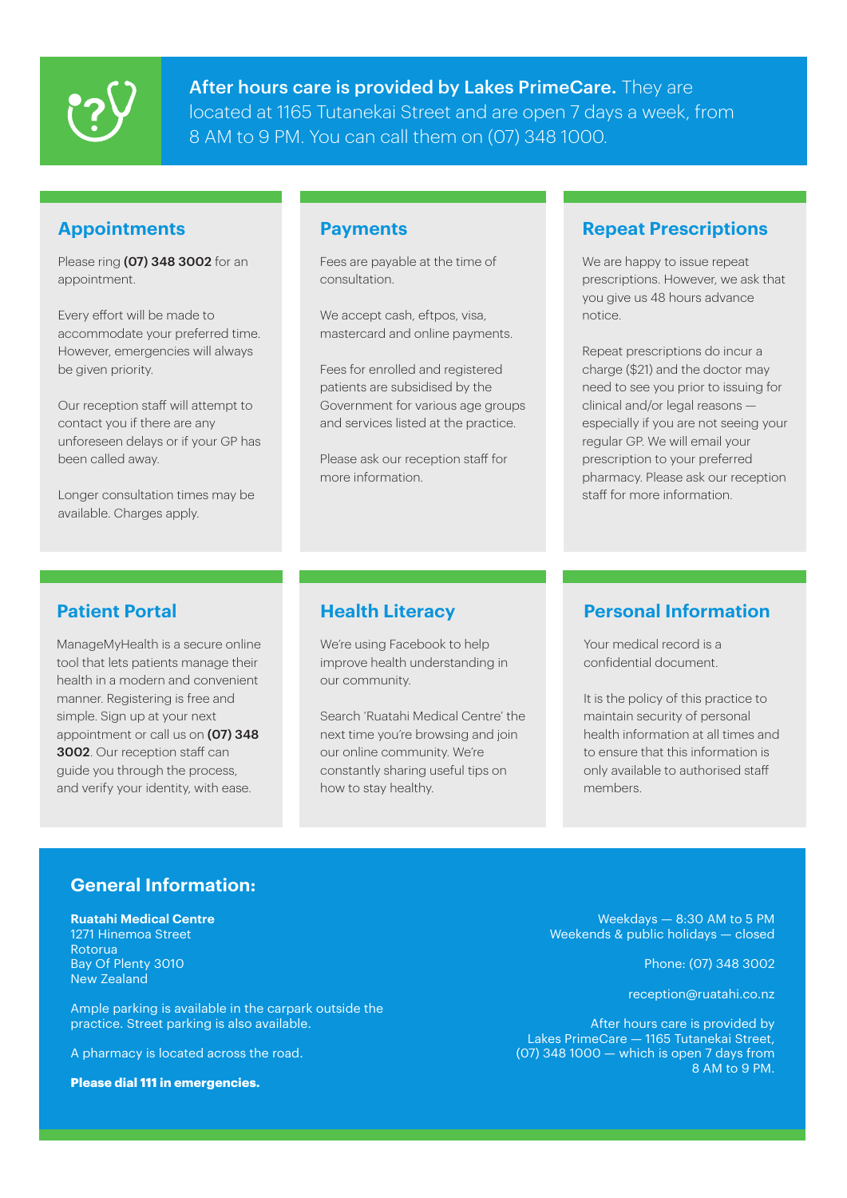**After hours care is provided by Lakes PrimeCare.** They are located at 1165 Tutanekai Street and are open 7 days a week, from 8 AM to 9 PM. You can call them on (07) 348 1000.

## Appointments

Please ring **(07) 348 3002** for an appointment.

Every effort will be made to accommodate your preferred time. However, emergencies will always be given priority.

Our reception staff will attempt to contact you if there are any unforeseen delays or if your GP has been called away.

Longer consultation times may be available. Charges apply.

## Payments

Fees are payable at the time of consultation.

We accept cash, eftpos, visa, mastercard and online payments.

Fees for enrolled and registered patients are subsidised by the Government for various age groups and services listed at the practice.

Please ask our reception staff for more information.

## Repeat Prescriptions

We are happy to issue repeat prescriptions. However, we ask that you give us 48 hours advance notice.

Repeat prescriptions do incur a charge ($21) and the doctor may need to see you prior to issuing for clinical and/or legal reasons — especially if you are not seeing your regular GP. We will email your prescription to your preferred pharmacy. Please ask our reception staff for more information.

## Patient Portal

ManageMyHealth is a secure online tool that lets patients manage their health in a modern and convenient manner. Registering is free and simple. Sign up at your next appointment or call us on **(07) 348 3002**. Our reception staff can guide you through the process, and verify your identity, with ease.

## Health Literacy

We're using Facebook to help improve health understanding in our community.

Search 'Ruatahi Medical Centre' the next time you're browsing and join our online community. We're constantly sharing useful tips on how to stay healthy.

## Personal Information

Your medical record is a confidential document.

It is the policy of this practice to maintain security of personal health information at all times and to ensure that this information is only available to authorised staff members.

## General Information:

**Ruatahi Medical Centre**
1271 Hinemoa Street
Rotorua
Bay Of Plenty 3010
New Zealand

Ample parking is available in the carpark outside the practice. Street parking is also available.

A pharmacy is located across the road.

**Please dial 111 in emergencies.**

Weekdays — 8:30 AM to 5 PM
Weekends & public holidays — closed

Phone: (07) 348 3002

reception@ruatahi.co.nz

After hours care is provided by Lakes PrimeCare — 1165 Tutanekai Street, (07) 348 1000 — which is open 7 days from 8 AM to 9 PM.